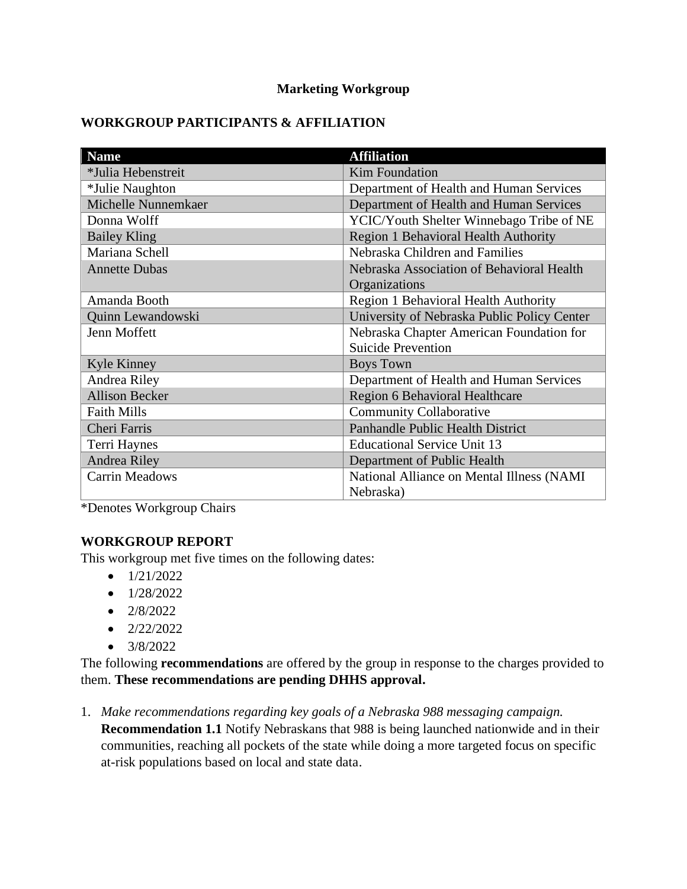# Marketing Workgroup

## WORKGROUP PARTICIPANTS & AFFILIATION

| Name | Affiliation |
|---|---|
| *Julia Hebenstreit | Kim Foundation |
| *Julie Naughton | Department of Health and Human Services |
| Michelle Nunnemkaer | Department of Health and Human Services |
| Donna Wolff | YCIC/Youth Shelter Winnebago Tribe of NE |
| Bailey Kling | Region 1 Behavioral Health Authority |
| Mariana Schell | Nebraska Children and Families |
| Annette Dubas | Nebraska Association of Behavioral Health Organizations |
| Amanda Booth | Region 1 Behavioral Health Authority |
| Quinn Lewandowski | University of Nebraska Public Policy Center |
| Jenn Moffett | Nebraska Chapter American Foundation for Suicide Prevention |
| Kyle Kinney | Boys Town |
| Andrea Riley | Department of Health and Human Services |
| Allison Becker | Region 6 Behavioral Healthcare |
| Faith Mills | Community Collaborative |
| Cheri Farris | Panhandle Public Health District |
| Terri Haynes | Educational Service Unit 13 |
| Andrea Riley | Department of Public Health |
| Carrin Meadows | National Alliance on Mental Illness (NAMI Nebraska) |

*Denotes Workgroup Chairs

## WORKGROUP REPORT

This workgroup met five times on the following dates:

- 1/21/2022
- 1/28/2022
- 2/8/2022
- 2/22/2022
- 3/8/2022

The following **recommendations** are offered by the group in response to the charges provided to them. **These recommendations are pending DHHS approval.**

1. *Make recommendations regarding key goals of a Nebraska 988 messaging campaign.*
   **Recommendation 1.1** Notify Nebraskans that 988 is being launched nationwide and in their communities, reaching all pockets of the state while doing a more targeted focus on specific at-risk populations based on local and state data.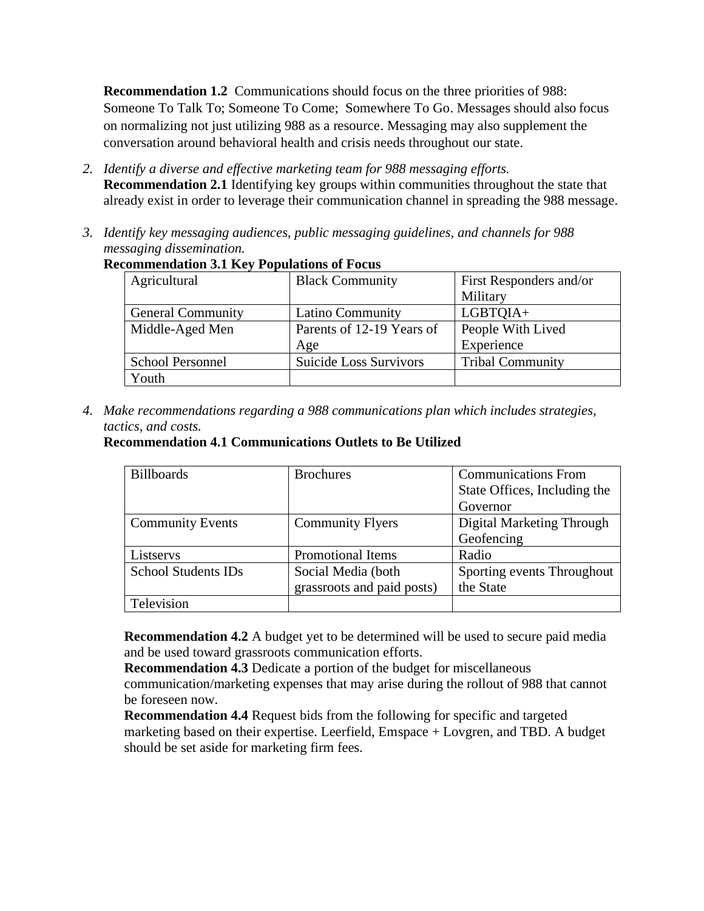**Recommendation 1.2** Communications should focus on the three priorities of 988: Someone To Talk To; Someone To Come; Somewhere To Go. Messages should also focus on normalizing not just utilizing 988 as a resource. Messaging may also supplement the conversation around behavioral health and crisis needs throughout our state.

2. *Identify a diverse and effective marketing team for 988 messaging efforts.*
   **Recommendation 2.1** Identifying key groups within communities throughout the state that already exist in order to leverage their communication channel in spreading the 988 message.

3. *Identify key messaging audiences, public messaging guidelines, and channels for 988 messaging dissemination.*
   **Recommendation 3.1 Key Populations of Focus**

| Agricultural | Black Community | First Responders and/or Military |
|---|---|---|
| General Community | Latino Community | LGBTQIA+ |
| Middle-Aged Men | Parents of 12-19 Years of Age | People With Lived Experience |
| School Personnel | Suicide Loss Survivors | Tribal Community |
| Youth | | |

4. *Make recommendations regarding a 988 communications plan which includes strategies, tactics, and costs.*
   **Recommendation 4.1 Communications Outlets to Be Utilized**

| Billboards | Brochures | Communications From State Offices, Including the Governor |
|---|---|---|
| Community Events | Community Flyers | Digital Marketing Through Geofencing |
| Listservs | Promotional Items | Radio |
| School Students IDs | Social Media (both grassroots and paid posts) | Sporting events Throughout the State |
| Television | | |

**Recommendation 4.2** A budget yet to be determined will be used to secure paid media and be used toward grassroots communication efforts.
**Recommendation 4.3** Dedicate a portion of the budget for miscellaneous communication/marketing expenses that may arise during the rollout of 988 that cannot be foreseen now.
**Recommendation 4.4** Request bids from the following for specific and targeted marketing based on their expertise. Leerfield, Emspace + Lovgren, and TBD. A budget should be set aside for marketing firm fees.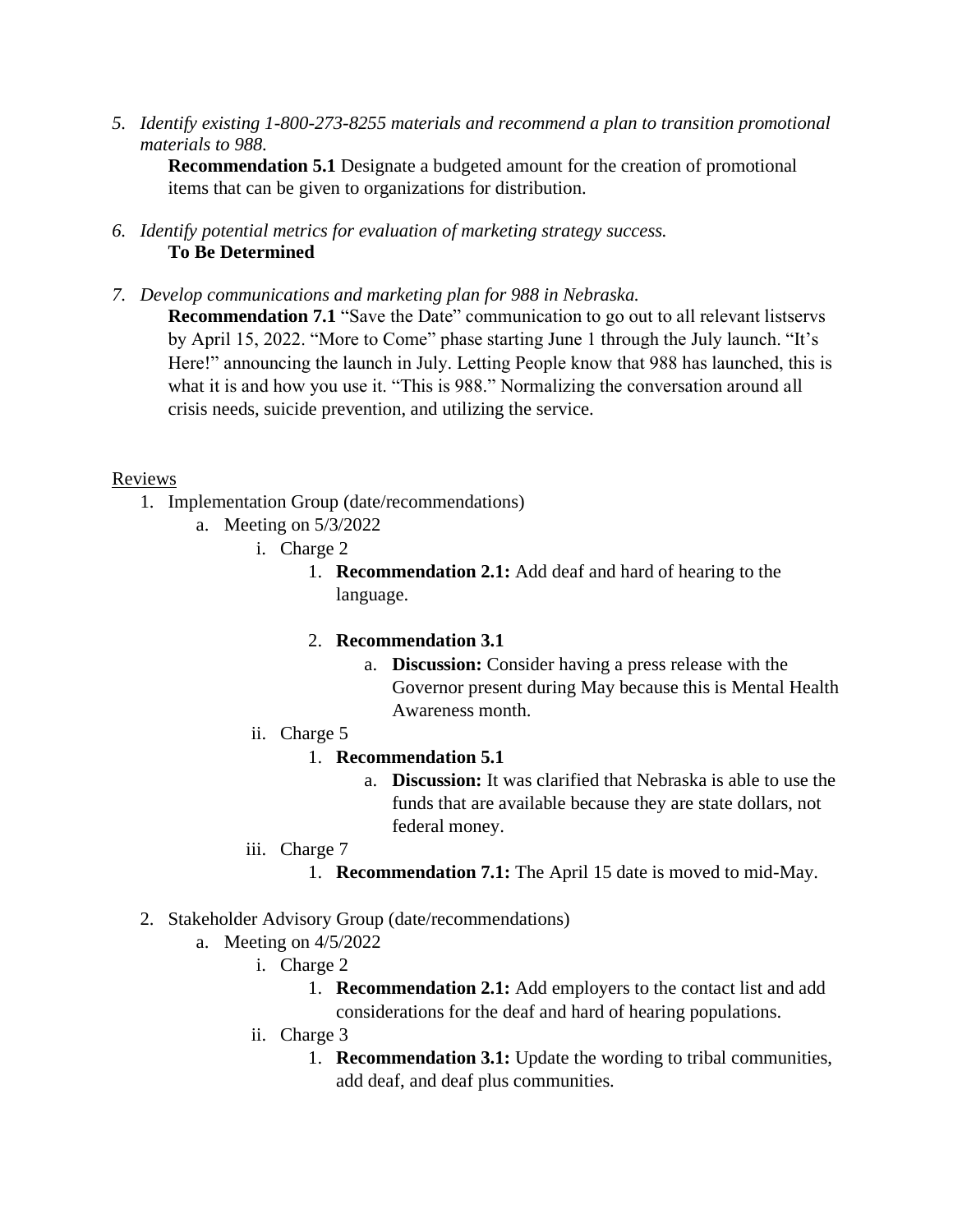5. *Identify existing 1-800-273-8255 materials and recommend a plan to transition promotional materials to 988.*
   **Recommendation 5.1** Designate a budgeted amount for the creation of promotional items that can be given to organizations for distribution.

6. *Identify potential metrics for evaluation of marketing strategy success.*
   **To Be Determined**

7. *Develop communications and marketing plan for 988 in Nebraska.*
   **Recommendation 7.1** "Save the Date" communication to go out to all relevant listservs by April 15, 2022. "More to Come" phase starting June 1 through the July launch. "It's Here!" announcing the launch in July. Letting People know that 988 has launched, this is what it is and how you use it. "This is 988." Normalizing the conversation around all crisis needs, suicide prevention, and utilizing the service.

<u>Reviews</u>

1. Implementation Group (date/recommendations)
   a. Meeting on 5/3/2022
      i. Charge 2
         1. **Recommendation 2.1:** Add deaf and hard of hearing to the language.
         2. **Recommendation 3.1**
            a. **Discussion:** Consider having a press release with the Governor present during May because this is Mental Health Awareness month.
      ii. Charge 5
         1. **Recommendation 5.1**
            a. **Discussion:** It was clarified that Nebraska is able to use the funds that are available because they are state dollars, not federal money.
      iii. Charge 7
         1. **Recommendation 7.1:** The April 15 date is moved to mid-May.

2. Stakeholder Advisory Group (date/recommendations)
   a. Meeting on 4/5/2022
      i. Charge 2
         1. **Recommendation 2.1:** Add employers to the contact list and add considerations for the deaf and hard of hearing populations.
      ii. Charge 3
         1. **Recommendation 3.1:** Update the wording to tribal communities, add deaf, and deaf plus communities.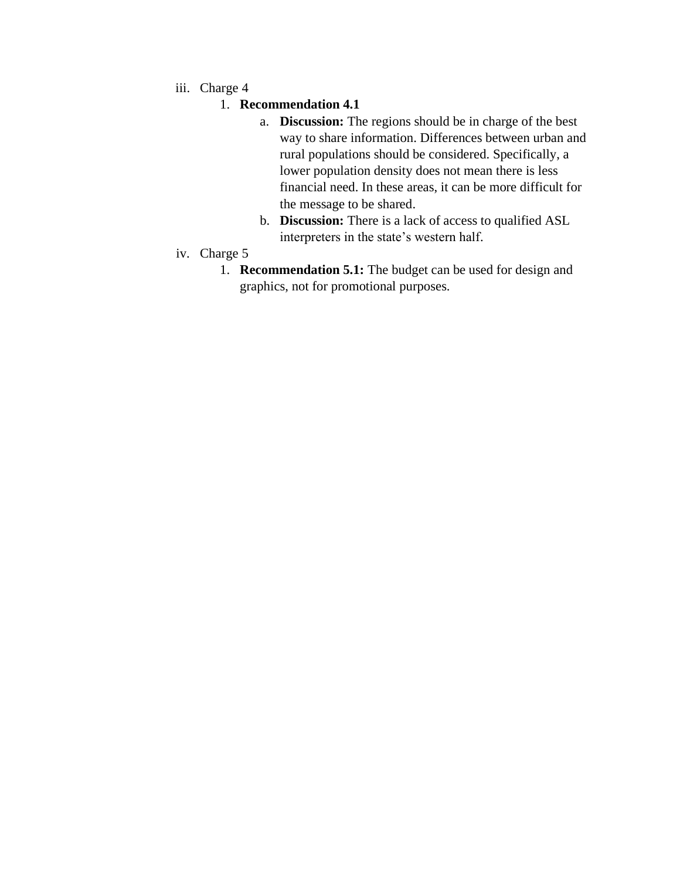iii. Charge 4
   1. **Recommendation 4.1**
      a. **Discussion:** The regions should be in charge of the best way to share information. Differences between urban and rural populations should be considered. Specifically, a lower population density does not mean there is less financial need. In these areas, it can be more difficult for the message to be shared.
      b. **Discussion:** There is a lack of access to qualified ASL interpreters in the state's western half.

iv. Charge 5
   1. **Recommendation 5.1:** The budget can be used for design and graphics, not for promotional purposes.